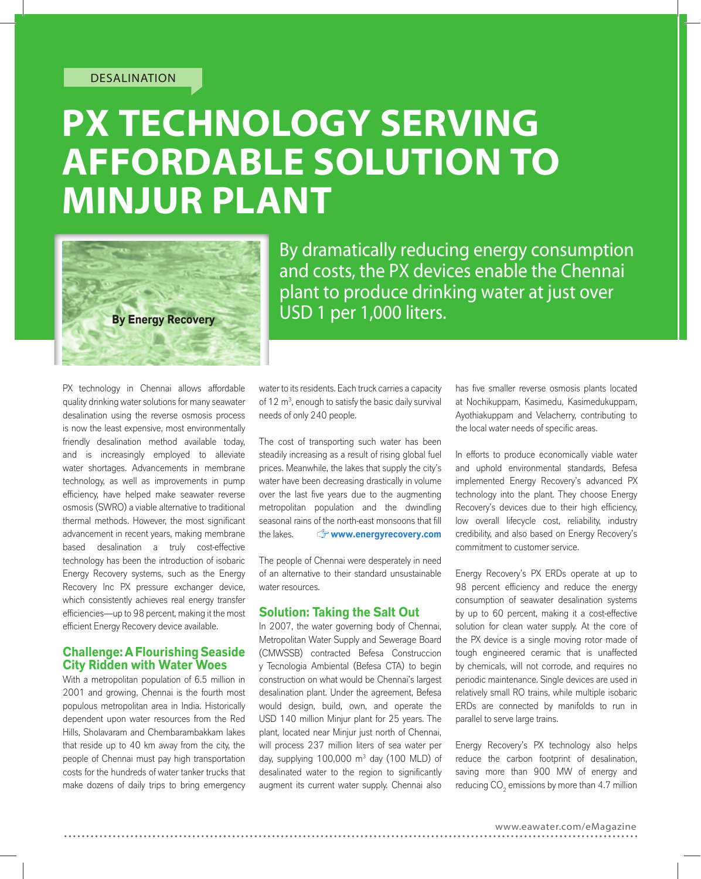DESALINATION

# PX TECHNOLOGY SERVING AFFORDABLE SOLUTION TO MINJUR PLANT

**By Energy Recovery**

By dramatically reducing energy consumption and costs, the PX devices enable the Chennai plant to produce drinking water at just over USD 1 per 1,000 liters.

PX technology in Chennai allows affordable quality drinking water solutions for many seawater desalination using the reverse osmosis process is now the least expensive, most environmentally friendly desalination method available today, and is increasingly employed to alleviate water shortages. Advancements in membrane technology, as well as improvements in pump efficiency, have helped make seawater reverse osmosis (SWRO) a viable alternative to traditional thermal methods. However, the most significant advancement in recent years, making membrane based desalination a truly cost-effective technology has been the introduction of isobaric Energy Recovery systems, such as the Energy Recovery Inc PX pressure exchanger device, which consistently achieves real energy transfer efficiencies—up to 98 percent, making it the most efficient Energy Recovery device available.

## Challenge: A Flourishing Seaside City Ridden with Water Woes

With a metropolitan population of 6.5 million in 2001 and growing, Chennai is the fourth most populous metropolitan area in India. Historically dependent upon water resources from the Red Hills, Sholavaram and Chembarambakkam lakes that reside up to 40 km away from the city, the people of Chennai must pay high transportation costs for the hundreds of water tanker trucks that make dozens of daily trips to bring emergency water to its residents. Each truck carries a capacity of 12 m$^3$, enough to satisfy the basic daily survival needs of only 240 people.

The cost of transporting such water has been steadily increasing as a result of rising global fuel prices. Meanwhile, the lakes that supply the city's water have been decreasing drastically in volume over the last five years due to the augmenting metropolitan population and the dwindling seasonal rains of the north-east monsoons that fill the lakes.

☞ **www.energyrecovery.com**

The people of Chennai were desperately in need of an alternative to their standard unsustainable water resources.

## Solution: Taking the Salt Out

In 2007, the water governing body of Chennai, Metropolitan Water Supply and Sewerage Board (CMWSSB) contracted Befesa Construccion y Tecnologia Ambiental (Befesa CTA) to begin construction on what would be Chennai's largest desalination plant. Under the agreement, Befesa would design, build, own, and operate the USD 140 million Minjur plant for 25 years. The plant, located near Minjur just north of Chennai, will process 237 million liters of sea water per day, supplying 100,000 m$^3$ day (100 MLD) of desalinated water to the region to significantly augment its current water supply. Chennai also has five smaller reverse osmosis plants located at Nochikuppam, Kasimedu, Kasimedukuppam, Ayothiakuppam and Velacherry, contributing to the local water needs of specific areas.

In efforts to produce economically viable water and uphold environmental standards, Befesa implemented Energy Recovery's advanced PX technology into the plant. They choose Energy Recovery's devices due to their high efficiency, low overall lifecycle cost, reliability, industry credibility, and also based on Energy Recovery's commitment to customer service.

Energy Recovery's PX ERDs operate at up to 98 percent efficiency and reduce the energy consumption of seawater desalination systems by up to 60 percent, making it a cost-effective solution for clean water supply. At the core of the PX device is a single moving rotor made of tough engineered ceramic that is unaffected by chemicals, will not corrode, and requires no periodic maintenance. Single devices are used in relatively small RO trains, while multiple isobaric ERDs are connected by manifolds to run in parallel to serve large trains.

Energy Recovery's PX technology also helps reduce the carbon footprint of desalination, saving more than 900 MW of energy and reducing $CO_2$ emissions by more than 4.7 million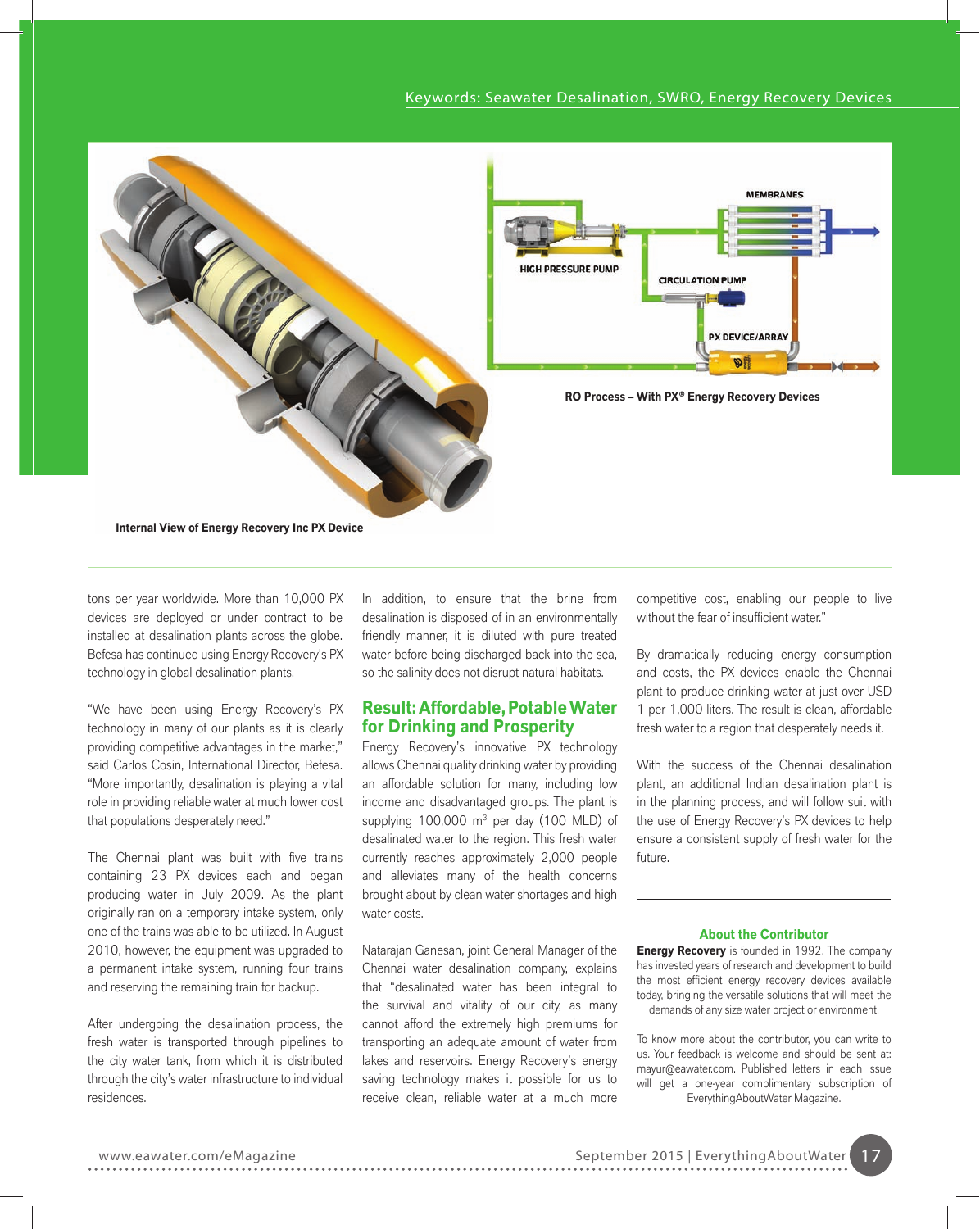Keywords: Seawater Desalination, SWRO, Energy Recovery Devices

MEMBRANES

HIGH PRESSURE PUMP

CIRCULATION PUMP

PX DEVICE/ARRAY

**RO Process – With PX® Energy Recovery Devices**

**Internal View of Energy Recovery Inc PX Device**

tons per year worldwide. More than 10,000 PX devices are deployed or under contract to be installed at desalination plants across the globe. Befesa has continued using Energy Recovery's PX technology in global desalination plants.

"We have been using Energy Recovery's PX technology in many of our plants as it is clearly providing competitive advantages in the market," said Carlos Cosin, International Director, Befesa. "More importantly, desalination is playing a vital role in providing reliable water at much lower cost that populations desperately need."

The Chennai plant was built with five trains containing 23 PX devices each and began producing water in July 2009. As the plant originally ran on a temporary intake system, only one of the trains was able to be utilized. In August 2010, however, the equipment was upgraded to a permanent intake system, running four trains and reserving the remaining train for backup.

After undergoing the desalination process, the fresh water is transported through pipelines to the city water tank, from which it is distributed through the city's water infrastructure to individual residences.

In addition, to ensure that the brine from desalination is disposed of in an environmentally friendly manner, it is diluted with pure treated water before being discharged back into the sea, so the salinity does not disrupt natural habitats.

## Result: Affordable, Potable Water for Drinking and Prosperity

Energy Recovery's innovative PX technology allows Chennai quality drinking water by providing an affordable solution for many, including low income and disadvantaged groups. The plant is supplying 100,000 $m^3$ per day (100 MLD) of desalinated water to the region. This fresh water currently reaches approximately 2,000 people and alleviates many of the health concerns brought about by clean water shortages and high water costs.

Natarajan Ganesan, joint General Manager of the Chennai water desalination company, explains that "desalinated water has been integral to the survival and vitality of our city, as many cannot afford the extremely high premiums for transporting an adequate amount of water from lakes and reservoirs. Energy Recovery's energy saving technology makes it possible for us to receive clean, reliable water at a much more competitive cost, enabling our people to live without the fear of insufficient water."

By dramatically reducing energy consumption and costs, the PX devices enable the Chennai plant to produce drinking water at just over USD 1 per 1,000 liters. The result is clean, affordable fresh water to a region that desperately needs it.

With the success of the Chennai desalination plant, an additional Indian desalination plant is in the planning process, and will follow suit with the use of Energy Recovery's PX devices to help ensure a consistent supply of fresh water for the future.

### About the Contributor

**Energy Recovery** is founded in 1992. The company has invested years of research and development to build the most efficient energy recovery devices available today, bringing the versatile solutions that will meet the demands of any size water project or environment.

To know more about the contributor, you can write to us. Your feedback is welcome and should be sent at: mayur@eawater.com. Published letters in each issue will get a one-year complimentary subscription of EverythingAboutWater Magazine.